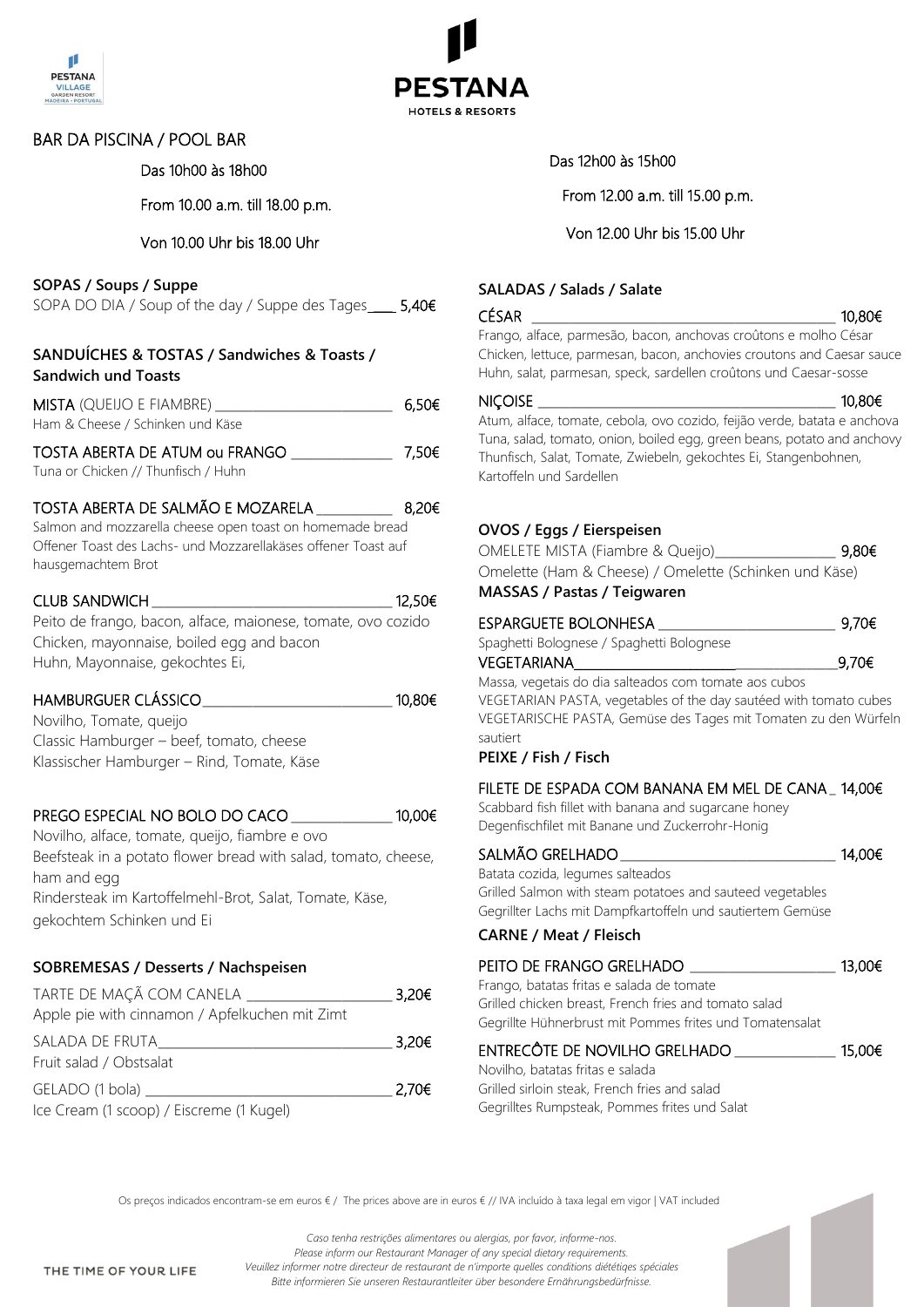PESTANA VILLAGE GARDEN RESORT MADEIRA · PORTUGAL

PESTANA HOTELS & RESORTS

## BAR DA PISCINA / POOL BAR

Das 10h00 às 18h00

From 10.00 a.m. till 18.00 p.m.

Von 10.00 Uhr bis 18.00 Uhr

### SOPAS / Soups / Suppe

SOPA DO DIA / Soup of the day / Suppe des Tages____ 5,40€

### SANDUÍCHES & TOSTAS / Sandwiches & Toasts / Sandwich und Toasts

MISTA (QUEIJO E FIAMBRE) ________________________ 6,50€
Ham & Cheese / Schinken und Käse

TOSTA ABERTA DE ATUM ou FRANGO ______________ 7,50€
Tuna or Chicken // Thunfisch / Huhn

TOSTA ABERTA DE SALMÃO E MOZARELA __________ 8,20€
Salmon and mozzarella cheese open toast on homemade bread
Offener Toast des Lachs- und Mozzarellakäses offener Toast auf hausgemachtem Brot

CLUB SANDWICH _________________________________ 12,50€
Peito de frango, bacon, alface, maionese, tomate, ovo cozido
Chicken, mayonnaise, boiled egg and bacon
Huhn, Mayonnaise, gekochtes Ei,

HAMBURGUER CLÁSSICO___________________________ 10,80€
Novilho, Tomate, queijo
Classic Hamburger – beef, tomato, cheese
Klassischer Hamburger – Rind, Tomate, Käse

PREGO ESPECIAL NO BOLO DO CACO _____________ 10,00€
Novilho, alface, tomate, queijo, fiambre e ovo
Beefsteak in a potato flower bread with salad, tomato, cheese, ham and egg
Rindersteak im Kartoffelmehl-Brot, Salat, Tomate, Käse, gekochtem Schinken und Ei

### SOBREMESAS / Desserts / Nachspeisen

TARTE DE MAÇÃ COM CANELA ____________________ 3,20€
Apple pie with cinnamon / Apfelkuchen mit Zimt

SALADA DE FRUTA_______________________________ 3,20€
Fruit salad / Obstsalat

GELADO (1 bola) ________________________________ 2,70€
Ice Cream (1 scoop) / Eiscreme (1 Kugel)

Das 12h00 às 15h00

From 12.00 a.m. till 15.00 p.m.

Von 12.00 Uhr bis 15.00 Uhr

### SALADAS / Salads / Salate

CÉSAR ____________________________________________ 10,80€
Frango, alface, parmesão, bacon, anchovas croûtons e molho César
Chicken, lettuce, parmesan, bacon, anchovies croutons and Caesar sauce
Huhn, salat, parmesan, speck, sardellen croûtons und Caesar-sosse

NIÇOISE __________________________________________ 10,80€
Atum, alface, tomate, cebola, ovo cozido, feijão verde, batata e anchova
Tuna, salad, tomato, onion, boiled egg, green beans, potato and anchovy
Thunfisch, Salat, Tomate, Zwiebeln, gekochtes Ei, Stangenbohnen, Kartoffeln und Sardellen

### OVOS / Eggs / Eierspeisen

OMELETE MISTA (Fiambre & Queijo)________________ 9,80€
Omelette (Ham & Cheese) / Omelette (Schinken und Käse)

### MASSAS / Pastas / Teigwaren

ESPARGUETE BOLONHESA ________________________ 9,70€
Spaghetti Bolognese / Spaghetti Bolognese

VEGETARIANA______________________________________9,70€
Massa, vegetais do dia salteados com tomate aos cubos
VEGETARIAN PASTA, vegetables of the day sautéed with tomato cubes
VEGETARISCHE PASTA, Gemüse des Tages mit Tomaten zu den Würfeln sautiert

### PEIXE / Fish / Fisch

FILETE DE ESPADA COM BANANA EM MEL DE CANA_ 14,00€
Scabbard fish fillet with banana and sugarcane honey
Degenfischfilet mit Banane und Zuckerrohr-Honig

SALMÃO GRELHADO ____________________________ 14,00€
Batata cozida, legumes salteados
Grilled Salmon with steam potatoes and sauteed vegetables
Gegrillter Lachs mit Dampfkartoffeln und sautiertem Gemüse

### CARNE / Meat / Fleisch

PEITO DE FRANGO GRELHADO ___________________ 13,00€
Frango, batatas fritas e salada de tomate
Grilled chicken breast, French fries and tomato salad
Gegrillte Hühnerbrust mit Pommes frites und Tomatensalat

ENTRECÔTE DE NOVILHO GRELHADO ______________ 15,00€
Novilho, batatas fritas e salada
Grilled sirloin steak, French fries and salad
Gegrilltes Rumpsteak, Pommes frites und Salat

Os preços indicados encontram-se em euros € / The prices above are in euros € // IVA incluído à taxa legal em vigor | VAT included

THE TIME OF YOUR LIFE

*Caso tenha restrições alimentares ou alergias, por favor, informe-nos.*
*Please inform our Restaurant Manager of any special dietary requirements.*
*Veuillez informer notre directeur de restaurant de n'importe quelles conditions diététiqes spéciales*
*Bitte informieren Sie unseren Restaurantleiter über besondere Ernährungsbedürfnisse.*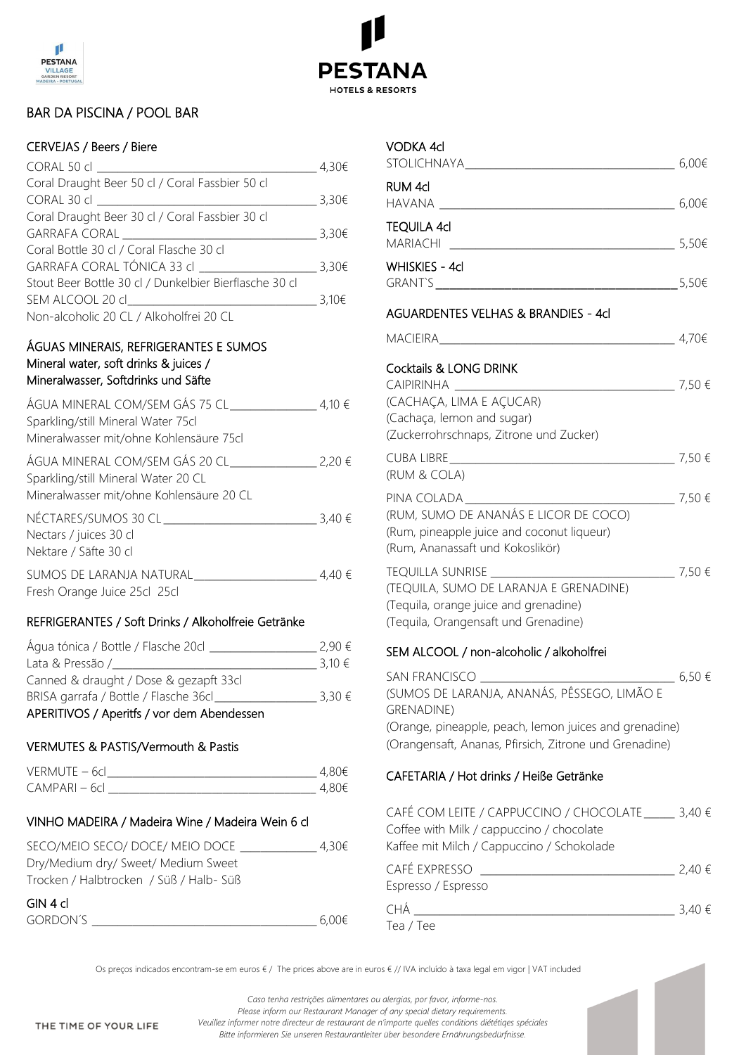PESTANA VILLAGE GARDEN RESORT MADEIRA · PORTUGAL

PESTANA HOTELS & RESORTS

# BAR DA PISCINA / POOL BAR

## CERVEJAS / Beers / Biere

CORAL 50 cl ____ 4,30€
Coral Draught Beer 50 cl / Coral Fassbier 50 cl

CORAL 30 cl ____ 3,30€
Coral Draught Beer 30 cl / Coral Fassbier 30 cl

GARRAFA CORAL ____ 3,30€
Coral Bottle 30 cl / Coral Flasche 30 cl

GARRAFA CORAL TÓNICA 33 cl ____ 3,30€
Stout Beer Bottle 30 cl / Dunkelbier Bierflasche 30 cl

SEM ALCOOL 20 cl ____ 3,10€
Non-alcoholic 20 CL / Alkoholfrei 20 CL

## ÁGUAS MINERAIS, REFRIGERANTES E SUMOS
## Mineral water, soft drinks & juices / Mineralwasser, Softdrinks und Säfte

ÁGUA MINERAL COM/SEM GÁS 75 CL ____ 4,10 €
Sparkling/still Mineral Water 75cl
Mineralwasser mit/ohne Kohlensäure 75cl

ÁGUA MINERAL COM/SEM GÁS 20 CL ____ 2,20 €
Sparkling/still Mineral Water 20 CL
Mineralwasser mit/ohne Kohlensäure 20 CL

NÉCTARES/SUMOS 30 CL ____ 3,40 €
Nectars / juices 30 cl
Nektare / Säfte 30 cl

SUMOS DE LARANJA NATURAL ____ 4,40 €
Fresh Orange Juice 25cl 25cl

## REFRIGERANTES / Soft Drinks / Alkoholfreie Getränke

Água tónica / Bottle / Flasche 20cl ____ 2,90 €
Lata & Pressão / ____ 3,10 €
Canned & draught / Dose & gezapft 33cl
BRISA garrafa / Bottle / Flasche 36cl ____ 3,30 €

## APERITIVOS / Aperitifs / vor dem Abendessen

## VERMUTES & PASTIS/Vermouth & Pastis

VERMUTE – 6cl ____ 4,80€
CAMPARI – 6cl ____ 4,80€

## VINHO MADEIRA / Madeira Wine / Madeira Wein 6 cl

SECO/MEIO SECO/ DOCE/ MEIO DOCE ____ 4,30€
Dry/Medium dry/ Sweet/ Medium Sweet
Trocken / Halbtrocken / Süß / Halb- Süß

## GIN 4 cl

GORDON´S ____ 6,00€

## VODKA 4cl

STOLICHNAYA ____ 6,00€

## RUM 4cl

HAVANA ____ 6,00€

## TEQUILA 4cl

MARIACHI ____ 5,50€

## WHISKIES - 4cl

GRANT`S ____ 5,50€

## AGUARDENTES VELHAS & BRANDIES - 4cl

MACIEIRA ____ 4,70€

## Cocktails & LONG DRINK

CAIPIRINHA ____ 7,50 €
(CACHAÇA, LIMA E AÇUCAR)
(Cachaça, lemon and sugar)
(Zuckerrohrschnaps, Zitrone und Zucker)

CUBA LIBRE ____ 7,50 €
(RUM & COLA)

PINA COLADA ____ 7,50 €
(RUM, SUMO DE ANANÁS E LICOR DE COCO)
(Rum, pineapple juice and coconut liqueur)
(Rum, Ananassaft und Kokoslikör)

TEQUILLA SUNRISE ____ 7,50 €
(TEQUILA, SUMO DE LARANJA E GRENADINE)
(Tequila, orange juice and grenadine)
(Tequila, Orangensaft und Grenadine)

## SEM ALCOOL / non-alcoholic / alkoholfrei

SAN FRANCISCO ____ 6,50 €
(SUMOS DE LARANJA, ANANÁS, PÊSSEGO, LIMÃO E GRENADINE)
(Orange, pineapple, peach, lemon juices and grenadine)
(Orangensaft, Ananas, Pfirsich, Zitrone und Grenadine)

## CAFETARIA / Hot drinks / Heiße Getränke

CAFÉ COM LEITE / CAPPUCCINO / CHOCOLATE ____ 3,40 €
Coffee with Milk / cappuccino / chocolate
Kaffee mit Milch / Cappuccino / Schokolade

CAFÉ EXPRESSO ____ 2,40 €
Espresso / Espresso

CHÁ ____ 3,40 €
Tea / Tee

Os preços indicados encontram-se em euros € / The prices above are in euros € // IVA incluído à taxa legal em vigor | VAT included

*Caso tenha restrições alimentares ou alergias, por favor, informe-nos.*
*Please inform our Restaurant Manager of any special dietary requirements.*
*Veuillez informer notre directeur de restaurant de n'importe quelles conditions diététiqes spéciales*
*Bitte informieren Sie unseren Restaurantleiter über besondere Ernährungsbedürfnisse.*

THE TIME OF YOUR LIFE